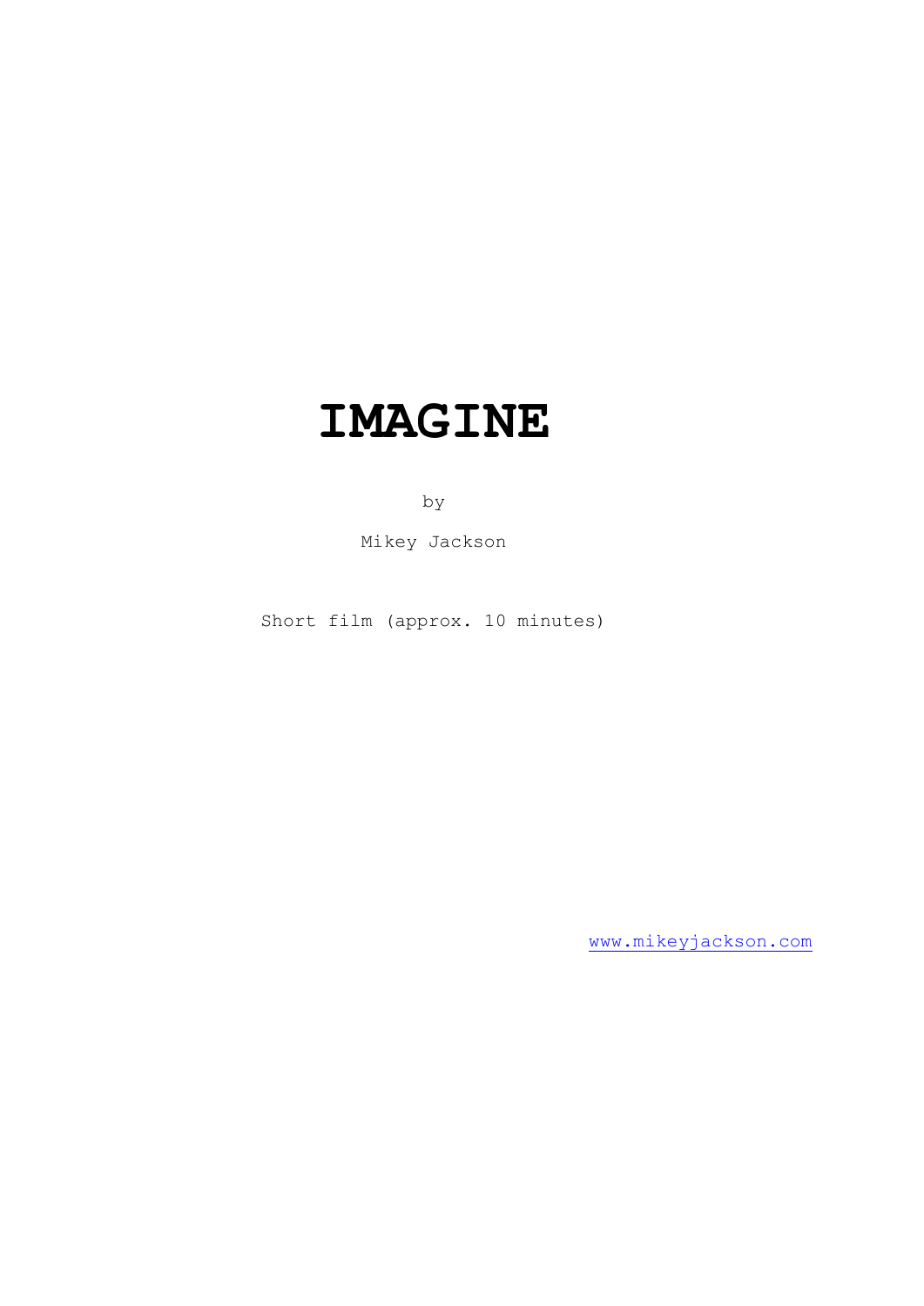# IMAGINE

by

Mikey Jackson

Short film (approx. 10 minutes)

www.mikeyjackson.com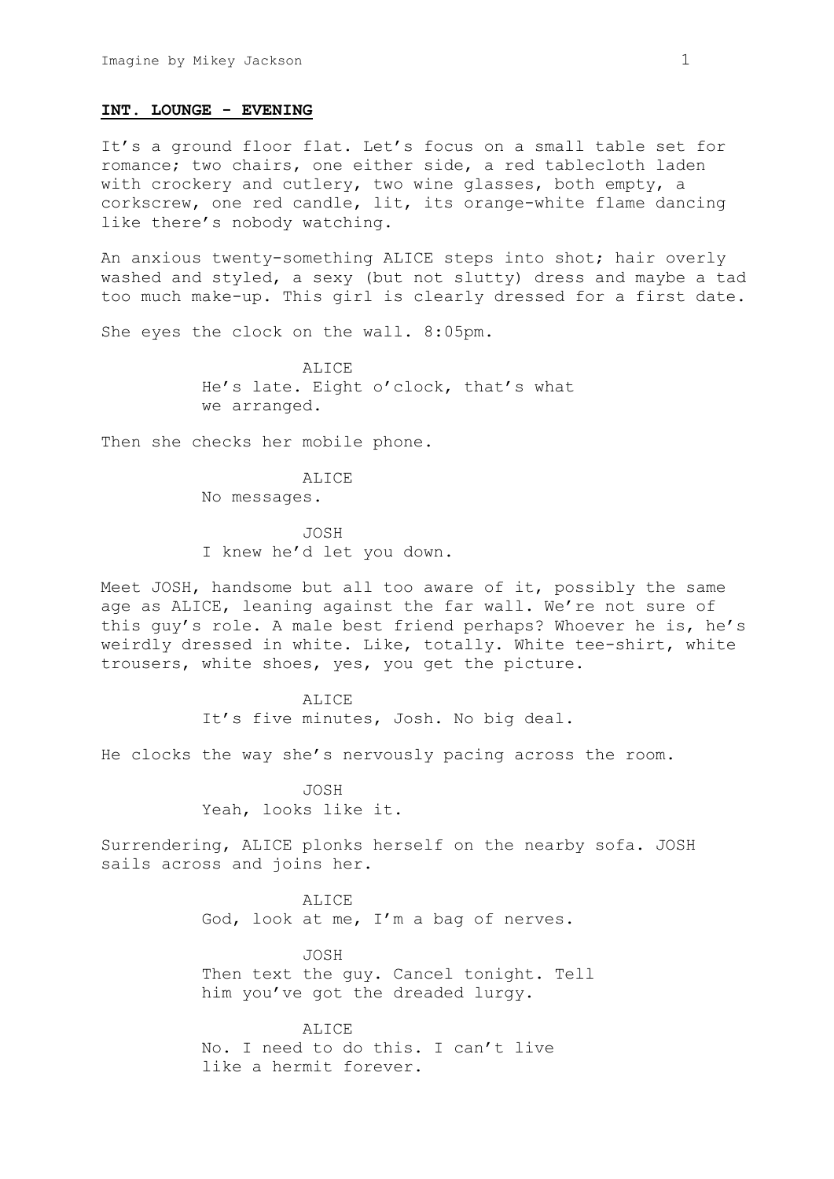**INT. LOUNGE - EVENING**

It's a ground floor flat. Let's focus on a small table set for romance; two chairs, one either side, a red tablecloth laden with crockery and cutlery, two wine glasses, both empty, a corkscrew, one red candle, lit, its orange-white flame dancing like there's nobody watching.

An anxious twenty-something ALICE steps into shot; hair overly washed and styled, a sexy (but not slutty) dress and maybe a tad too much make-up. This girl is clearly dressed for a first date.

She eyes the clock on the wall. 8:05pm.

ALICE
He's late. Eight o'clock, that's what we arranged.

Then she checks her mobile phone.

ALICE
No messages.

JOSH
I knew he'd let you down.

Meet JOSH, handsome but all too aware of it, possibly the same age as ALICE, leaning against the far wall. We're not sure of this guy's role. A male best friend perhaps? Whoever he is, he's weirdly dressed in white. Like, totally. White tee-shirt, white trousers, white shoes, yes, you get the picture.

ALICE
It's five minutes, Josh. No big deal.

He clocks the way she's nervously pacing across the room.

JOSH
Yeah, looks like it.

Surrendering, ALICE plonks herself on the nearby sofa. JOSH sails across and joins her.

ALICE
God, look at me, I'm a bag of nerves.

JOSH
Then text the guy. Cancel tonight. Tell him you've got the dreaded lurgy.

ALICE
No. I need to do this. I can't live like a hermit forever.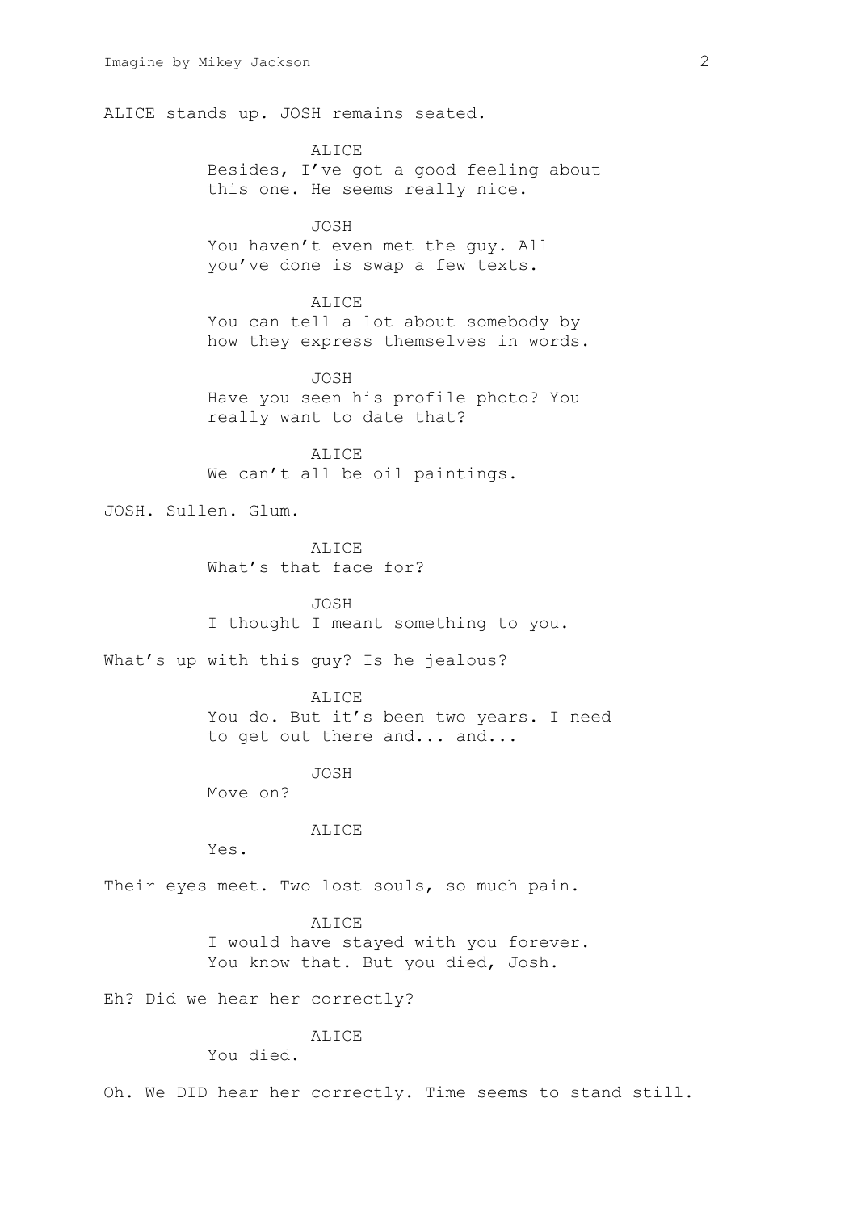ALICE stands up. JOSH remains seated.

ALICE
Besides, I've got a good feeling about this one. He seems really nice.

JOSH
You haven't even met the guy. All you've done is swap a few texts.

ALICE
You can tell a lot about somebody by how they express themselves in words.

JOSH
Have you seen his profile photo? You really want to date <u>that</u>?

ALICE
We can't all be oil paintings.

JOSH. Sullen. Glum.

ALICE
What's that face for?

JOSH
I thought I meant something to you.

What's up with this guy? Is he jealous?

ALICE
You do. But it's been two years. I need to get out there and... and...

JOSH
Move on?

ALICE
Yes.

Their eyes meet. Two lost souls, so much pain.

ALICE
I would have stayed with you forever. You know that. But you died, Josh.

Eh? Did we hear her correctly?

ALICE
You died.

Oh. We DID hear her correctly. Time seems to stand still.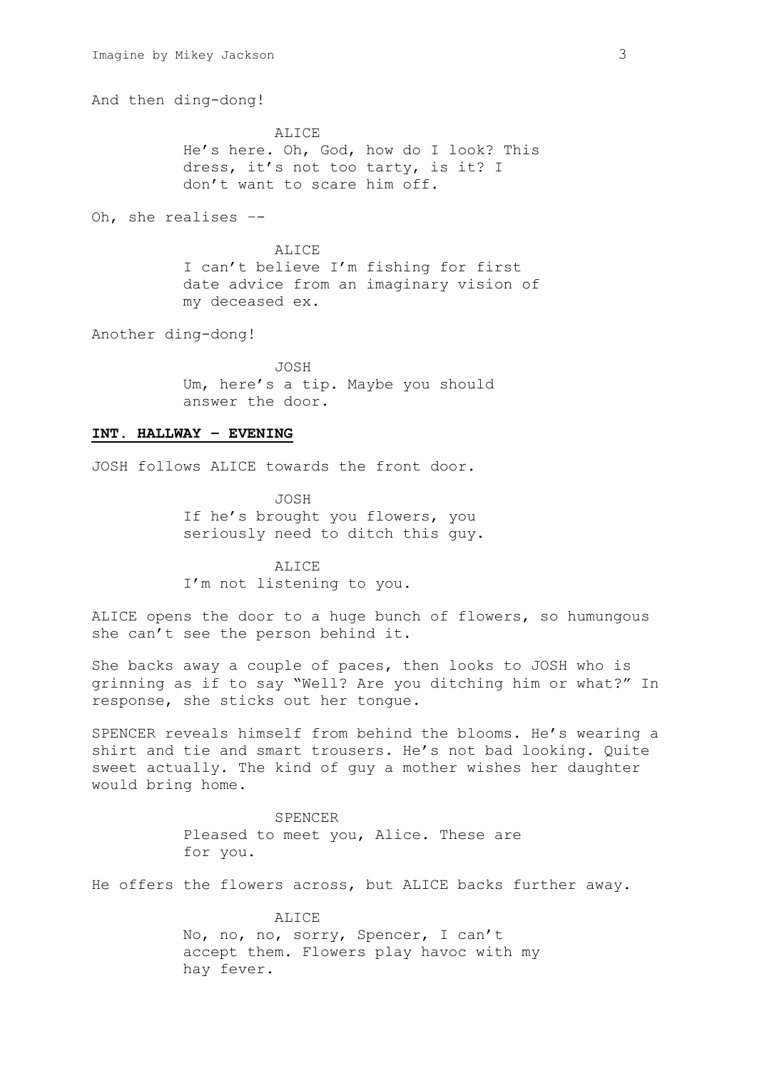And then ding-dong!

ALICE
He's here. Oh, God, how do I look? This dress, it's not too tarty, is it? I don't want to scare him off.

Oh, she realises --

ALICE
I can't believe I'm fishing for first date advice from an imaginary vision of my deceased ex.

Another ding-dong!

JOSH
Um, here's a tip. Maybe you should answer the door.

**INT. HALLWAY – EVENING**

JOSH follows ALICE towards the front door.

JOSH
If he's brought you flowers, you seriously need to ditch this guy.

ALICE
I'm not listening to you.

ALICE opens the door to a huge bunch of flowers, so humungous she can't see the person behind it.

She backs away a couple of paces, then looks to JOSH who is grinning as if to say "Well? Are you ditching him or what?" In response, she sticks out her tongue.

SPENCER reveals himself from behind the blooms. He's wearing a shirt and tie and smart trousers. He's not bad looking. Quite sweet actually. The kind of guy a mother wishes her daughter would bring home.

SPENCER
Pleased to meet you, Alice. These are for you.

He offers the flowers across, but ALICE backs further away.

ALICE
No, no, no, sorry, Spencer, I can't accept them. Flowers play havoc with my hay fever.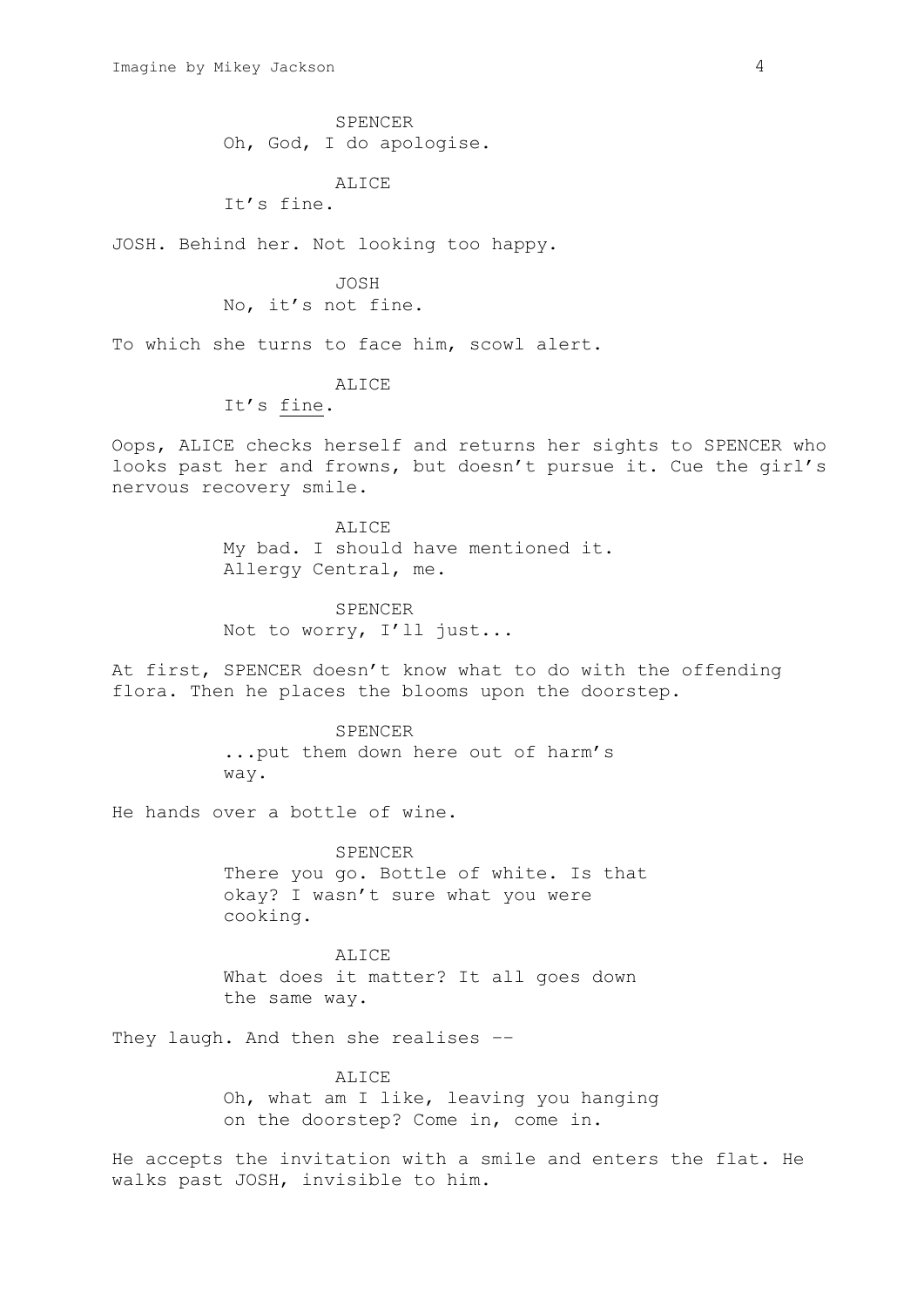SPENCER
Oh, God, I do apologise.

ALICE
It's fine.

JOSH. Behind her. Not looking too happy.

JOSH
No, it's not fine.

To which she turns to face him, scowl alert.

ALICE
It's <u>fine</u>.

Oops, ALICE checks herself and returns her sights to SPENCER who looks past her and frowns, but doesn't pursue it. Cue the girl's nervous recovery smile.

ALICE
My bad. I should have mentioned it.
Allergy Central, me.

SPENCER
Not to worry, I'll just...

At first, SPENCER doesn't know what to do with the offending flora. Then he places the blooms upon the doorstep.

SPENCER
...put them down here out of harm's
way.

He hands over a bottle of wine.

SPENCER
There you go. Bottle of white. Is that
okay? I wasn't sure what you were
cooking.

ALICE
What does it matter? It all goes down
the same way.

They laugh. And then she realises --

ALICE
Oh, what am I like, leaving you hanging
on the doorstep? Come in, come in.

He accepts the invitation with a smile and enters the flat. He walks past JOSH, invisible to him.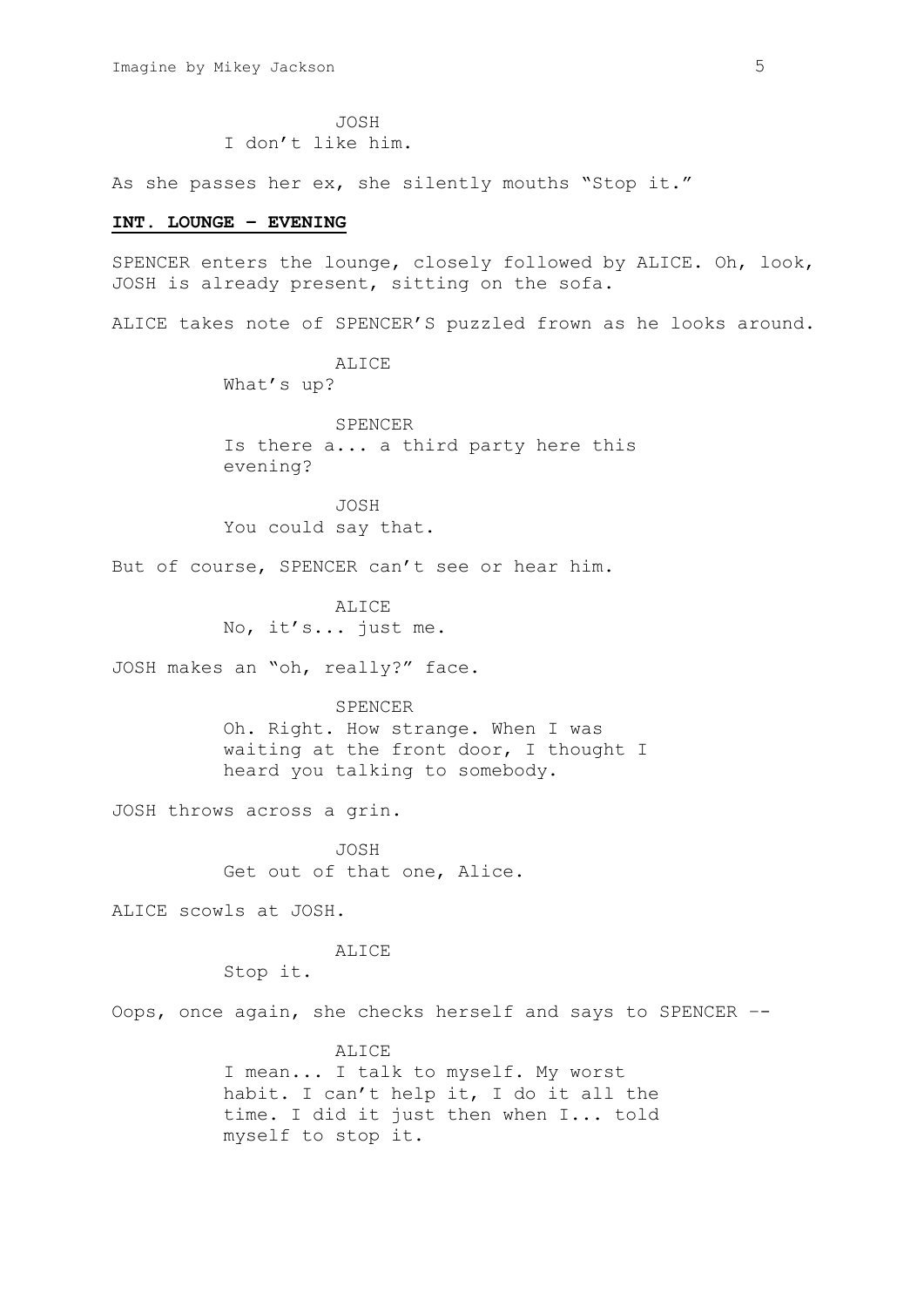JOSH
I don't like him.

As she passes her ex, she silently mouths "Stop it."

**INT. LOUNGE – EVENING**

SPENCER enters the lounge, closely followed by ALICE. Oh, look, JOSH is already present, sitting on the sofa.

ALICE takes note of SPENCER'S puzzled frown as he looks around.

ALICE
What's up?

SPENCER
Is there a... a third party here this evening?

JOSH
You could say that.

But of course, SPENCER can't see or hear him.

ALICE
No, it's... just me.

JOSH makes an "oh, really?" face.

SPENCER
Oh. Right. How strange. When I was waiting at the front door, I thought I heard you talking to somebody.

JOSH throws across a grin.

JOSH
Get out of that one, Alice.

ALICE scowls at JOSH.

ALICE
Stop it.

Oops, once again, she checks herself and says to SPENCER --

ALICE
I mean... I talk to myself. My worst habit. I can't help it, I do it all the time. I did it just then when I... told myself to stop it.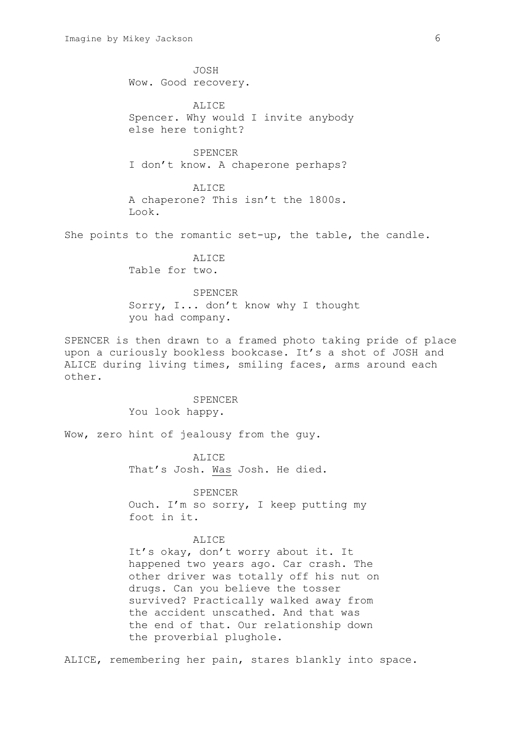JOSH
Wow. Good recovery.

ALICE
Spencer. Why would I invite anybody else here tonight?

SPENCER
I don't know. A chaperone perhaps?

ALICE
A chaperone? This isn't the 1800s. Look.

She points to the romantic set-up, the table, the candle.

ALICE
Table for two.

SPENCER
Sorry, I... don't know why I thought you had company.

SPENCER is then drawn to a framed photo taking pride of place upon a curiously bookless bookcase. It's a shot of JOSH and ALICE during living times, smiling faces, arms around each other.

SPENCER
You look happy.

Wow, zero hint of jealousy from the guy.

ALICE
That's Josh. Was Josh. He died.

SPENCER
Ouch. I'm so sorry, I keep putting my foot in it.

ALICE
It's okay, don't worry about it. It happened two years ago. Car crash. The other driver was totally off his nut on drugs. Can you believe the tosser survived? Practically walked away from the accident unscathed. And that was the end of that. Our relationship down the proverbial plughole.

ALICE, remembering her pain, stares blankly into space.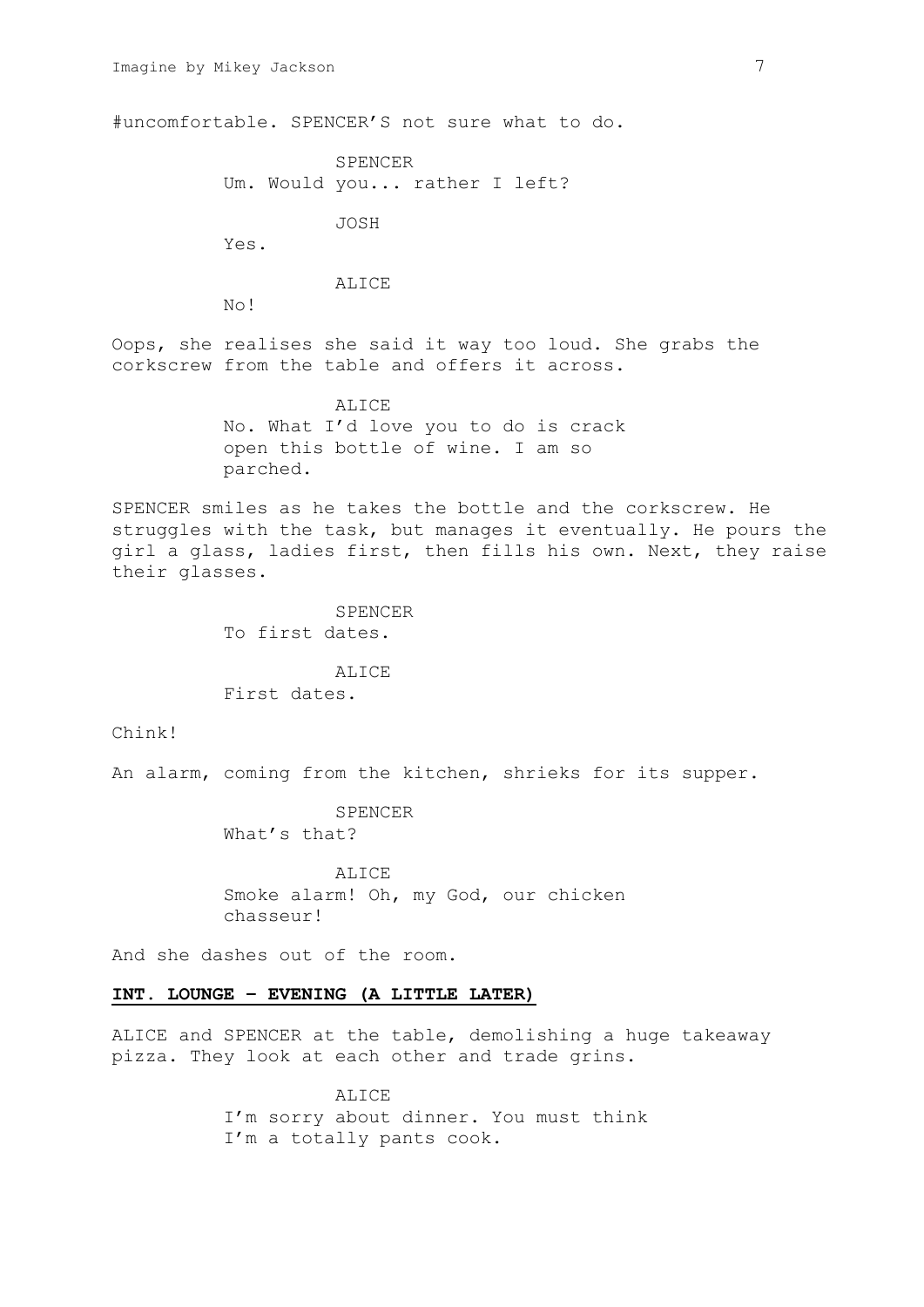#uncomfortable. SPENCER'S not sure what to do.

SPENCER
Um. Would you... rather I left?

JOSH
Yes.

ALICE
No!

Oops, she realises she said it way too loud. She grabs the corkscrew from the table and offers it across.

ALICE
No. What I'd love you to do is crack open this bottle of wine. I am so parched.

SPENCER smiles as he takes the bottle and the corkscrew. He struggles with the task, but manages it eventually. He pours the girl a glass, ladies first, then fills his own. Next, they raise their glasses.

SPENCER
To first dates.

ALICE
First dates.

Chink!

An alarm, coming from the kitchen, shrieks for its supper.

SPENCER
What's that?

ALICE
Smoke alarm! Oh, my God, our chicken chasseur!

And she dashes out of the room.

**INT. LOUNGE – EVENING (A LITTLE LATER)**

ALICE and SPENCER at the table, demolishing a huge takeaway pizza. They look at each other and trade grins.

ALICE
I'm sorry about dinner. You must think I'm a totally pants cook.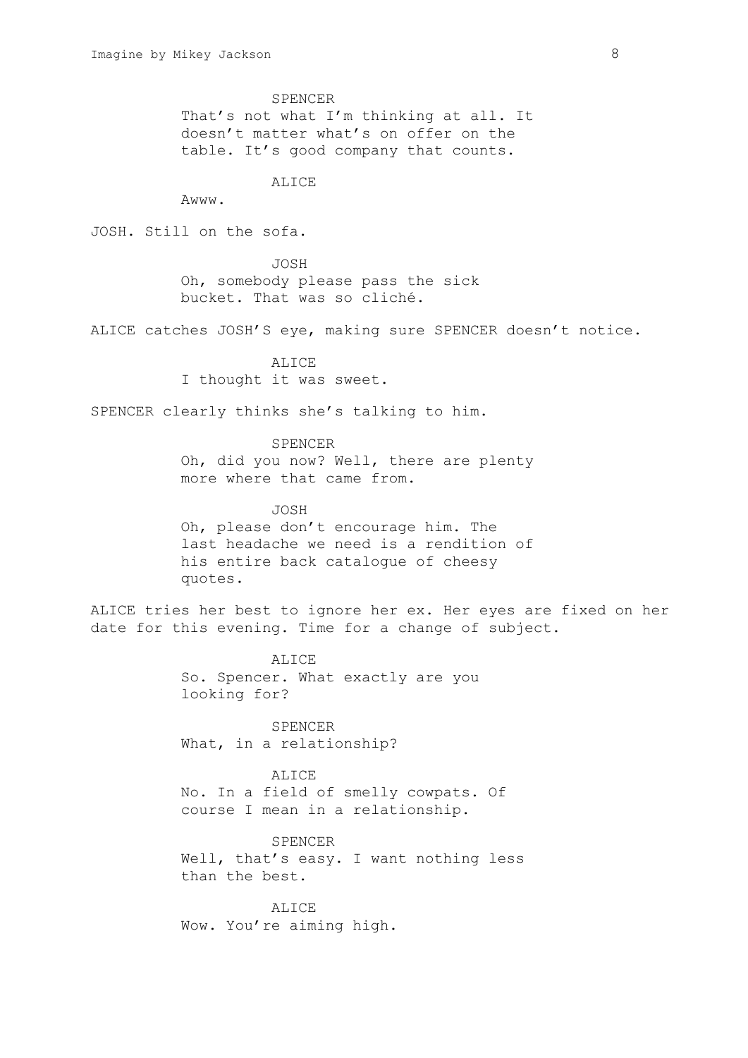SPENCER

That's not what I'm thinking at all. It doesn't matter what's on offer on the table. It's good company that counts.

ALICE

Awww.

JOSH. Still on the sofa.

JOSH

Oh, somebody please pass the sick bucket. That was so cliché.

ALICE catches JOSH'S eye, making sure SPENCER doesn't notice.

ALICE

I thought it was sweet.

SPENCER clearly thinks she's talking to him.

SPENCER

Oh, did you now? Well, there are plenty more where that came from.

JOSH

Oh, please don't encourage him. The last headache we need is a rendition of his entire back catalogue of cheesy quotes.

ALICE tries her best to ignore her ex. Her eyes are fixed on her date for this evening. Time for a change of subject.

ALICE

So. Spencer. What exactly are you looking for?

SPENCER

What, in a relationship?

ALICE

No. In a field of smelly cowpats. Of course I mean in a relationship.

SPENCER

Well, that's easy. I want nothing less than the best.

ALICE

Wow. You're aiming high.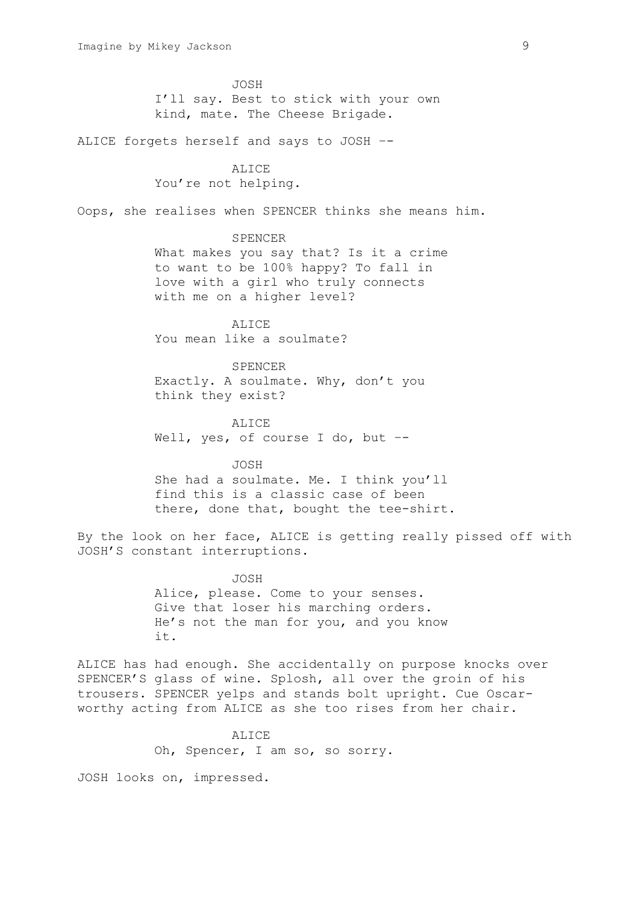JOSH
I'll say. Best to stick with your own kind, mate. The Cheese Brigade.

ALICE forgets herself and says to JOSH --

ALICE
You're not helping.

Oops, she realises when SPENCER thinks she means him.

SPENCER
What makes you say that? Is it a crime to want to be 100% happy? To fall in love with a girl who truly connects with me on a higher level?

ALICE
You mean like a soulmate?

SPENCER
Exactly. A soulmate. Why, don't you think they exist?

ALICE
Well, yes, of course I do, but --

JOSH
She had a soulmate. Me. I think you'll find this is a classic case of been there, done that, bought the tee-shirt.

By the look on her face, ALICE is getting really pissed off with JOSH'S constant interruptions.

JOSH
Alice, please. Come to your senses. Give that loser his marching orders. He's not the man for you, and you know it.

ALICE has had enough. She accidentally on purpose knocks over SPENCER'S glass of wine. Splosh, all over the groin of his trousers. SPENCER yelps and stands bolt upright. Cue Oscar-worthy acting from ALICE as she too rises from her chair.

ALICE
Oh, Spencer, I am so, so sorry.

JOSH looks on, impressed.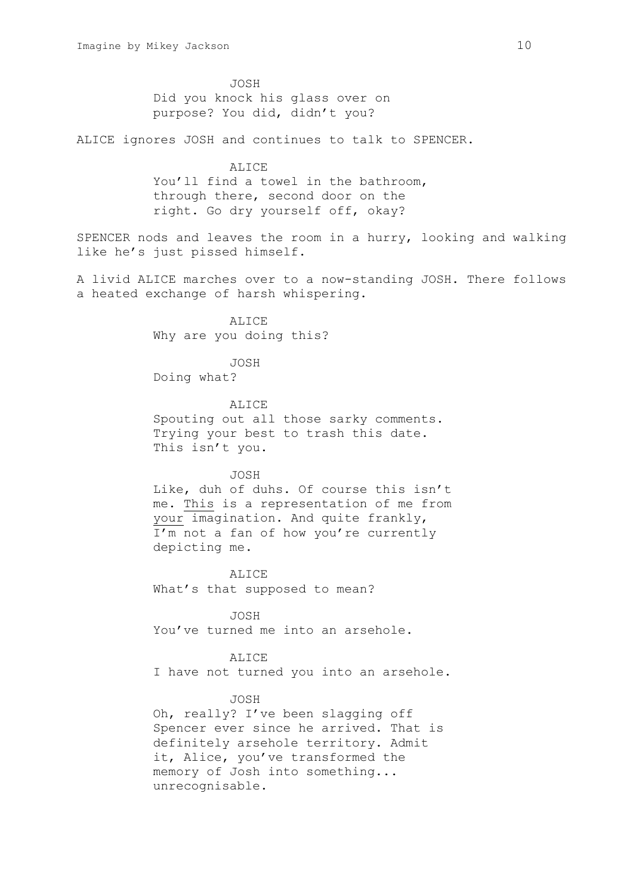JOSH
Did you knock his glass over on purpose? You did, didn't you?

ALICE ignores JOSH and continues to talk to SPENCER.

ALICE
You'll find a towel in the bathroom, through there, second door on the right. Go dry yourself off, okay?

SPENCER nods and leaves the room in a hurry, looking and walking like he's just pissed himself.

A livid ALICE marches over to a now-standing JOSH. There follows a heated exchange of harsh whispering.

ALICE
Why are you doing this?

JOSH
Doing what?

ALICE
Spouting out all those sarky comments. Trying your best to trash this date. This isn't you.

JOSH
Like, duh of duhs. Of course this isn't me. <u>This</u> is a representation of me from <u>your</u> imagination. And quite frankly, I'm not a fan of how you're currently depicting me.

ALICE
What's that supposed to mean?

JOSH
You've turned me into an arsehole.

ALICE
I have not turned you into an arsehole.

JOSH
Oh, really? I've been slagging off Spencer ever since he arrived. That is definitely arsehole territory. Admit it, Alice, you've transformed the memory of Josh into something... unrecognisable.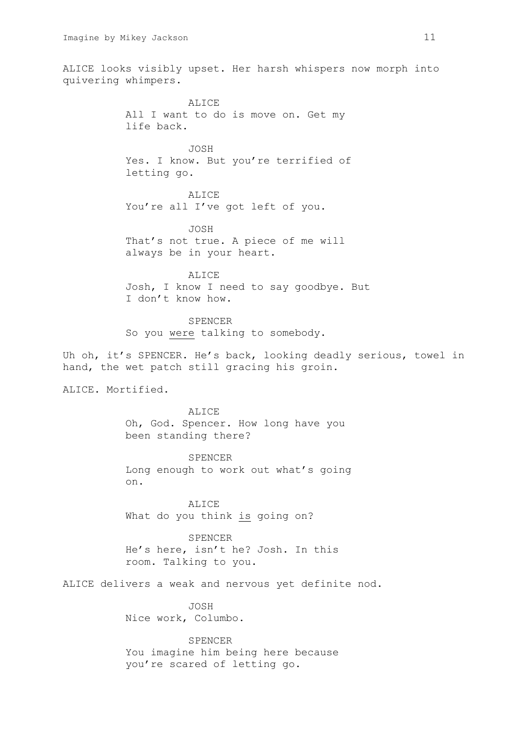ALICE looks visibly upset. Her harsh whispers now morph into quivering whimpers.

ALICE
All I want to do is move on. Get my life back.

JOSH
Yes. I know. But you're terrified of letting go.

ALICE
You're all I've got left of you.

JOSH
That's not true. A piece of me will always be in your heart.

ALICE
Josh, I know I need to say goodbye. But I don't know how.

SPENCER
So you <u>were</u> talking to somebody.

Uh oh, it's SPENCER. He's back, looking deadly serious, towel in hand, the wet patch still gracing his groin.

ALICE. Mortified.

ALICE
Oh, God. Spencer. How long have you been standing there?

SPENCER
Long enough to work out what's going on.

ALICE
What do you think <u>is</u> going on?

SPENCER
He's here, isn't he? Josh. In this room. Talking to you.

ALICE delivers a weak and nervous yet definite nod.

JOSH
Nice work, Columbo.

SPENCER
You imagine him being here because you're scared of letting go.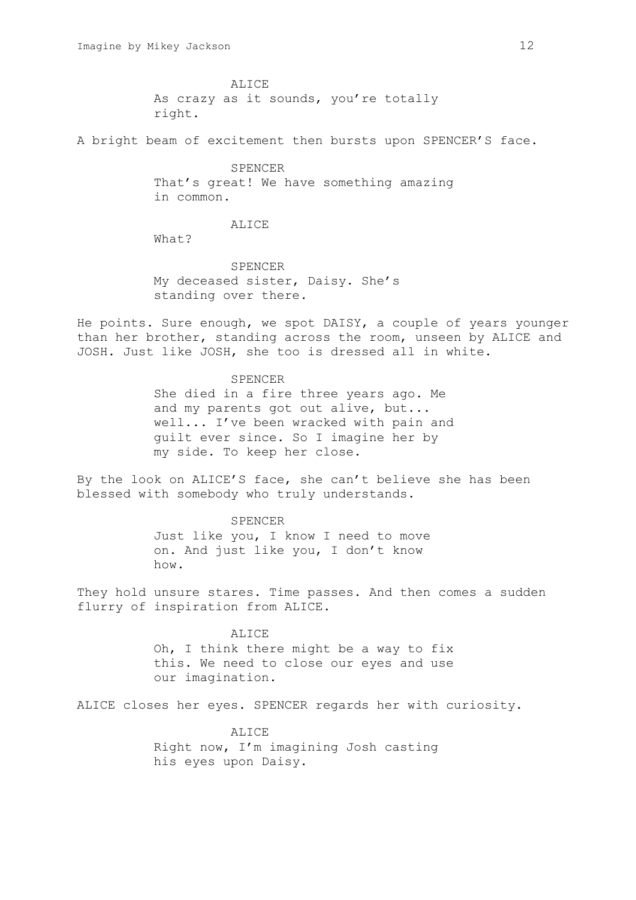ALICE
As crazy as it sounds, you're totally right.

A bright beam of excitement then bursts upon SPENCER'S face.

SPENCER
That's great! We have something amazing in common.

ALICE
What?

SPENCER
My deceased sister, Daisy. She's standing over there.

He points. Sure enough, we spot DAISY, a couple of years younger than her brother, standing across the room, unseen by ALICE and JOSH. Just like JOSH, she too is dressed all in white.

SPENCER
She died in a fire three years ago. Me and my parents got out alive, but... well... I've been wracked with pain and guilt ever since. So I imagine her by my side. To keep her close.

By the look on ALICE'S face, she can't believe she has been blessed with somebody who truly understands.

SPENCER
Just like you, I know I need to move on. And just like you, I don't know how.

They hold unsure stares. Time passes. And then comes a sudden flurry of inspiration from ALICE.

ALICE
Oh, I think there might be a way to fix this. We need to close our eyes and use our imagination.

ALICE closes her eyes. SPENCER regards her with curiosity.

ALICE
Right now, I'm imagining Josh casting his eyes upon Daisy.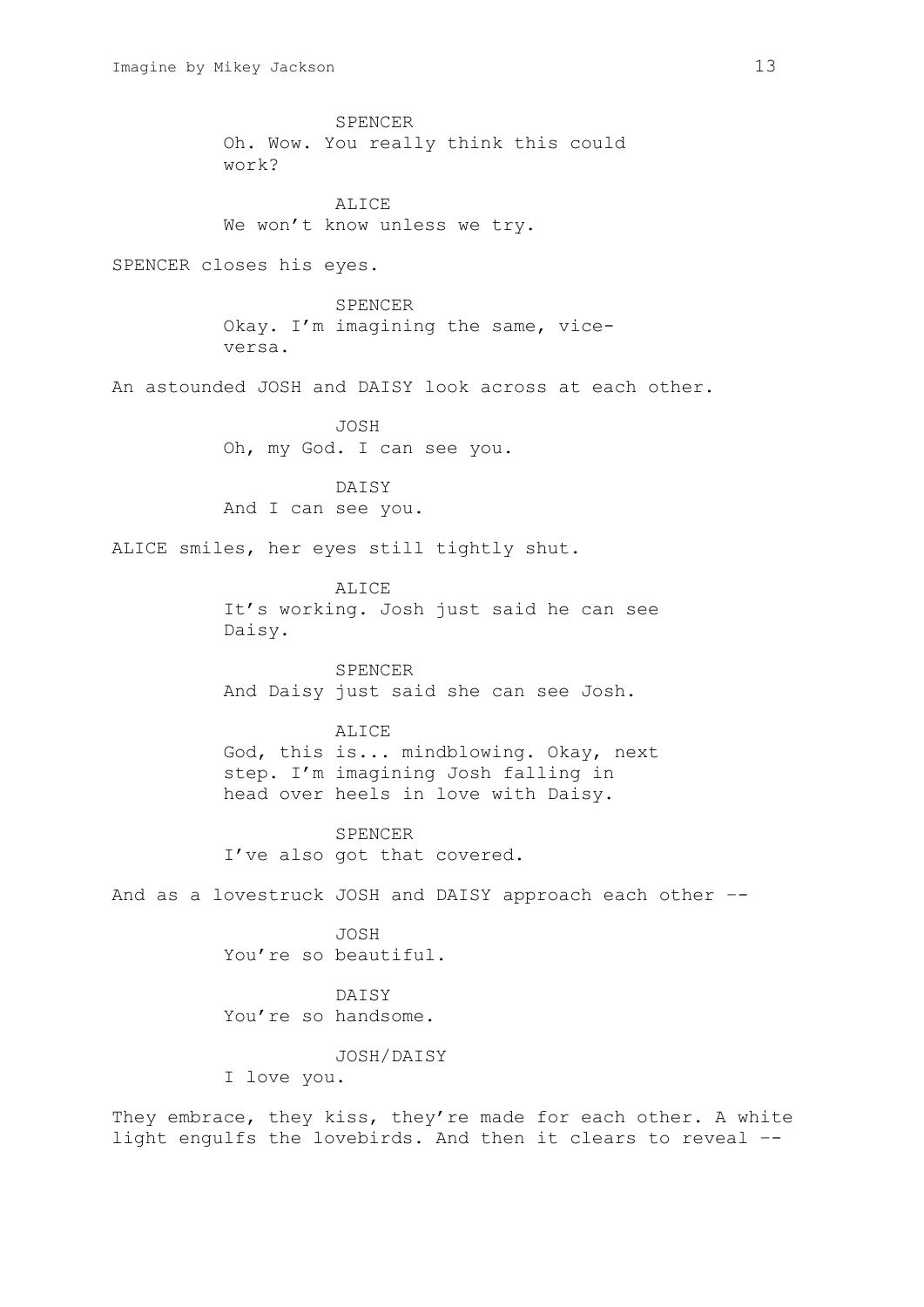SPENCER
Oh. Wow. You really think this could work?

ALICE
We won't know unless we try.

SPENCER closes his eyes.

SPENCER
Okay. I'm imagining the same, vice-versa.

An astounded JOSH and DAISY look across at each other.

JOSH
Oh, my God. I can see you.

DAISY
And I can see you.

ALICE smiles, her eyes still tightly shut.

ALICE
It's working. Josh just said he can see Daisy.

SPENCER
And Daisy just said she can see Josh.

ALICE
God, this is... mindblowing. Okay, next step. I'm imagining Josh falling in head over heels in love with Daisy.

SPENCER
I've also got that covered.

And as a lovestruck JOSH and DAISY approach each other --

JOSH
You're so beautiful.

DAISY
You're so handsome.

JOSH/DAISY
I love you.

They embrace, they kiss, they're made for each other. A white light engulfs the lovebirds. And then it clears to reveal --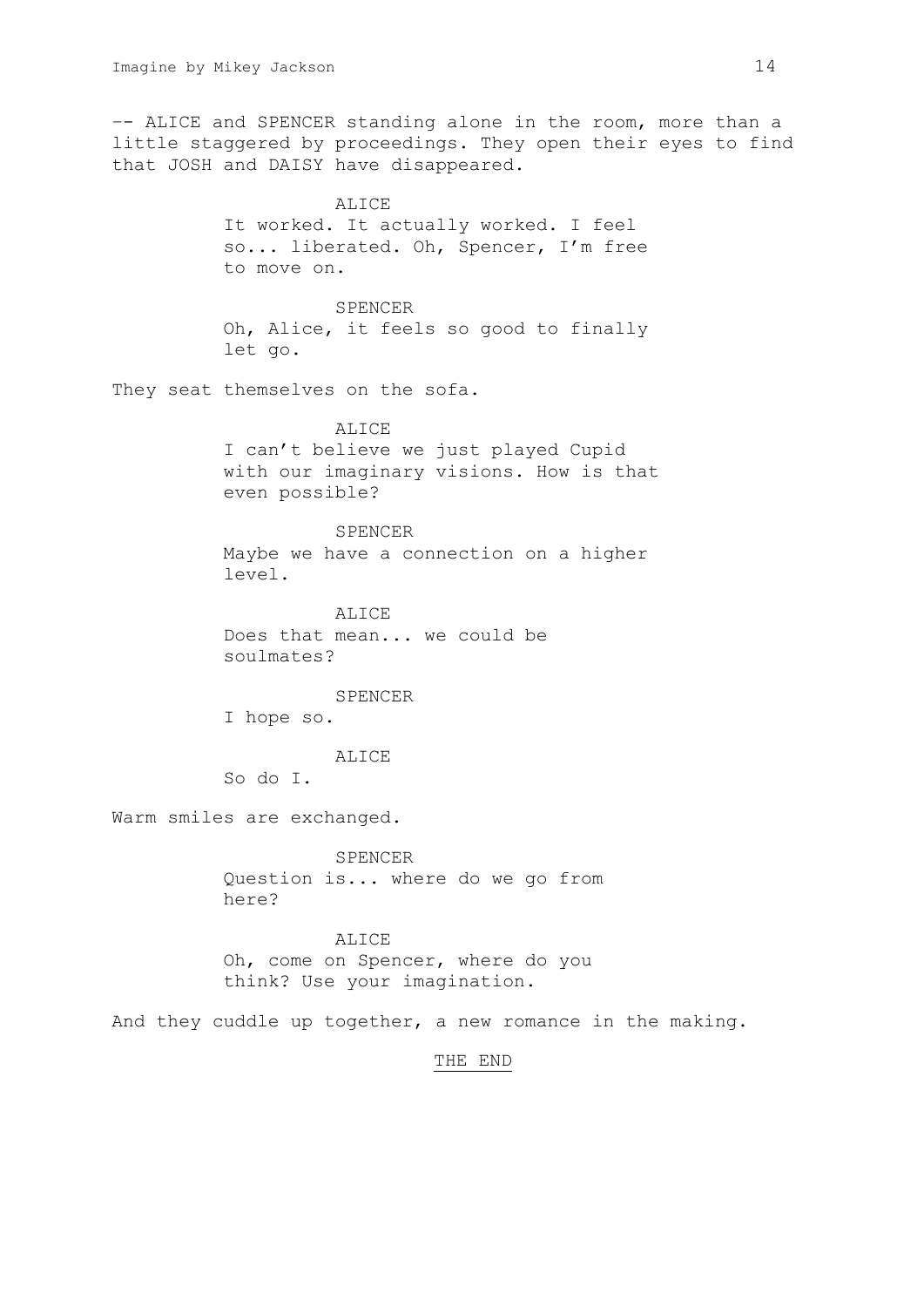-- ALICE and SPENCER standing alone in the room, more than a little staggered by proceedings. They open their eyes to find that JOSH and DAISY have disappeared.

ALICE
It worked. It actually worked. I feel so... liberated. Oh, Spencer, I'm free to move on.

SPENCER
Oh, Alice, it feels so good to finally let go.

They seat themselves on the sofa.

ALICE
I can't believe we just played Cupid with our imaginary visions. How is that even possible?

SPENCER
Maybe we have a connection on a higher level.

ALICE
Does that mean... we could be soulmates?

SPENCER
I hope so.

ALICE
So do I.

Warm smiles are exchanged.

SPENCER
Question is... where do we go from here?

ALICE
Oh, come on Spencer, where do you think? Use your imagination.

And they cuddle up together, a new romance in the making.

<u>THE END</u>